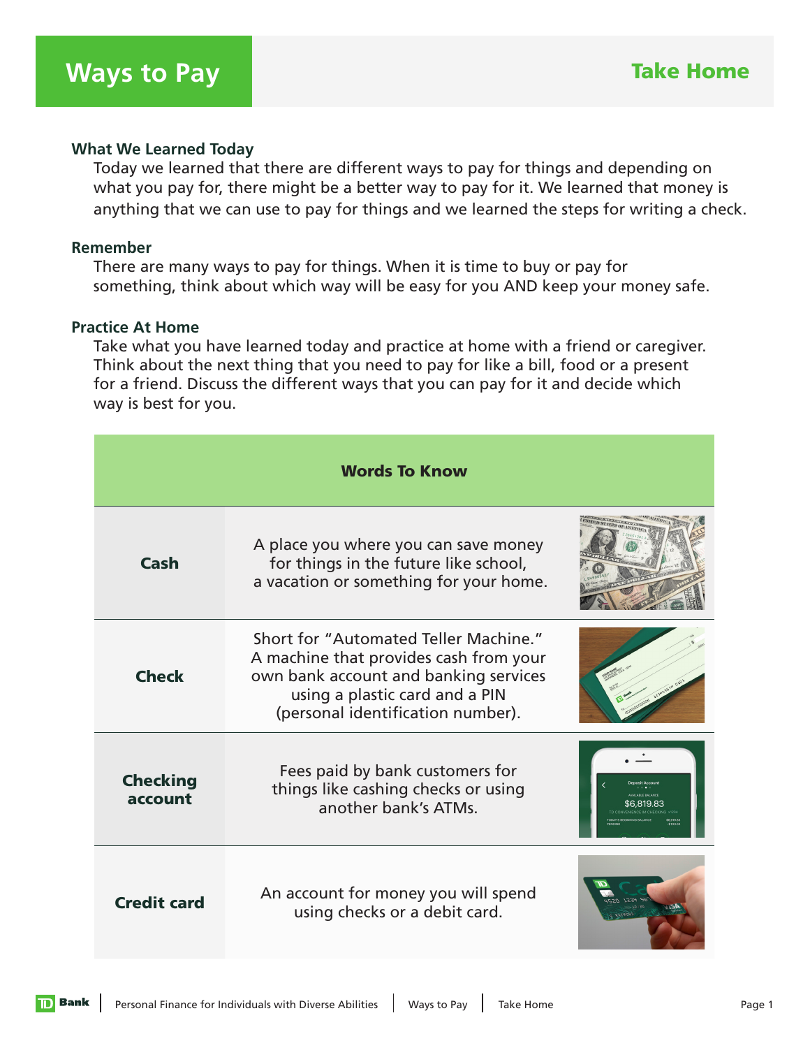# Ways to Pay

## Take Home

### What We Learned Today

Today we learned that there are different ways to pay for things and depending on what you pay for, there might be a better way to pay for it. We learned that money is anything that we can use to pay for things and we learned the steps for writing a check.

### Remember

There are many ways to pay for things. When it is time to buy or pay for something, think about which way will be easy for you AND keep your money safe.

### Practice At Home

Take what you have learned today and practice at home with a friend or caregiver. Think about the next thing that you need to pay for like a bill, food or a present for a friend. Discuss the different ways that you can pay for it and decide which way is best for you.

| Words To Know | |
|---|---|
| **Cash** | A place you where you can save money for things in the future like school, a vacation or something for your home. |
| **Check** | Short for "Automated Teller Machine." A machine that provides cash from your own bank account and banking services using a plastic card and a PIN (personal identification number). |
| **Checking account** | Fees paid by bank customers for things like cashing checks or using another bank's ATMs. |
| **Credit card** | An account for money you will spend using checks or a debit card. |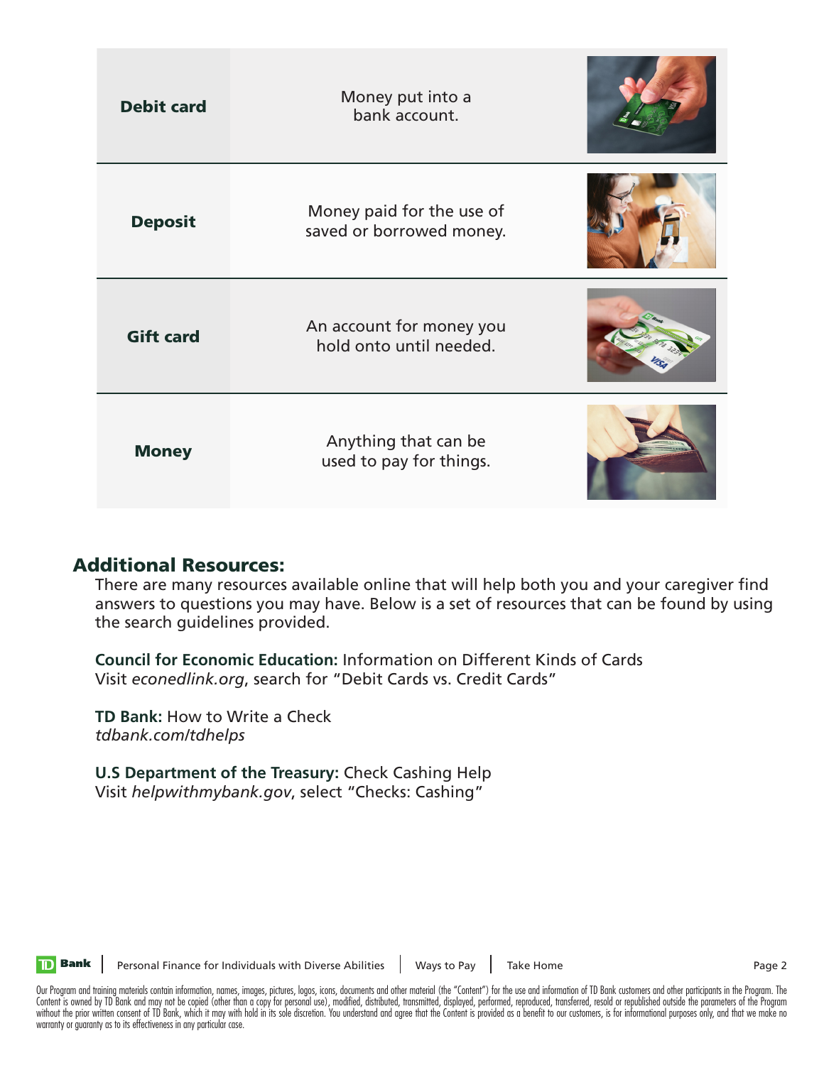| | | |
|---|---|---|
| **Debit card** | Money put into a bank account. | |
| **Deposit** | Money paid for the use of saved or borrowed money. | |
| **Gift card** | An account for money you hold onto until needed. | |
| **Money** | Anything that can be used to pay for things. | |

## Additional Resources:

There are many resources available online that will help both you and your caregiver find answers to questions you may have. Below is a set of resources that can be found by using the search guidelines provided.

**Council for Economic Education:** Information on Different Kinds of Cards
Visit *econedlink.org*, search for "Debit Cards vs. Credit Cards"

**TD Bank:** How to Write a Check
*tdbank.com/tdhelps*

**U.S Department of the Treasury:** Check Cashing Help
Visit *helpwithmybank.gov*, select "Checks: Cashing"

Our Program and training materials contain information, names, images, pictures, logos, icons, documents and other material (the "Content") for the use and information of TD Bank customers and other participants in the Program. The Content is owned by TD Bank and may not be copied (other than a copy for personal use), modified, distributed, transmitted, displayed, performed, reproduced, transferred, resold or republished outside the parameters of the Program without the prior written consent of TD Bank, which it may with hold in its sole discretion. You understand and agree that the Content is provided as a benefit to our customers, is for informational purposes only, and that we make no warranty or guaranty as to its effectiveness in any particular case.